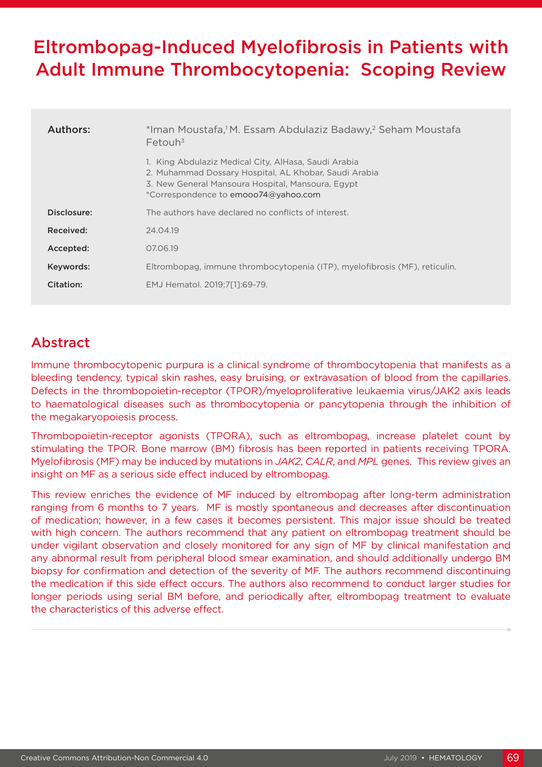# Eltrombopag-Induced Myelofibrosis in Patients with Adult Immune Thrombocytopenia: Scoping Review

| | |
|---|---|
| **Authors:** | *Iman Moustafa,[1] M. Essam Abdulaziz Badawy,[2] Seham Moustafa Fetouh[3]<br>1. King Abdulaziz Medical City, AlHasa, Saudi Arabia<br>2. Muhammad Dossary Hospital, AL Khobar, Saudi Arabia<br>3. New General Mansoura Hospital, Mansoura, Egypt<br>*Correspondence to emooo74@yahoo.com |
| **Disclosure:** | The authors have declared no conflicts of interest. |
| **Received:** | 24.04.19 |
| **Accepted:** | 07.06.19 |
| **Keywords:** | Eltrombopag, immune thrombocytopenia (ITP), myelofibrosis (MF), reticulin. |
| **Citation:** | EMJ Hematol. 2019;7[1]:69-79. |

## Abstract

Immune thrombocytopenic purpura is a clinical syndrome of thrombocytopenia that manifests as a bleeding tendency, typical skin rashes, easy bruising, or extravasation of blood from the capillaries. Defects in the thrombopoietin-receptor (TPOR)/myeloproliferative leukaemia virus/JAK2 axis leads to haematological diseases such as thrombocytopenia or pancytopenia through the inhibition of the megakaryopoiesis process.

Thrombopoietin-receptor agonists (TPORA), such as eltrombopag, increase platelet count by stimulating the TPOR. Bone marrow (BM) fibrosis has been reported in patients receiving TPORA. Myelofibrosis (MF) may be induced by mutations in *JAK2*, *CALR*, and *MPL* genes. This review gives an insight on MF as a serious side effect induced by eltrombopag.

This review enriches the evidence of MF induced by eltrombopag after long-term administration ranging from 6 months to 7 years. MF is mostly spontaneous and decreases after discontinuation of medication; however, in a few cases it becomes persistent. This major issue should be treated with high concern. The authors recommend that any patient on eltrombopag treatment should be under vigilant observation and closely monitored for any sign of MF by clinical manifestation and any abnormal result from peripheral blood smear examination, and should additionally undergo BM biopsy for confirmation and detection of the severity of MF. The authors recommend discontinuing the medication if this side effect occurs. The authors also recommend to conduct larger studies for longer periods using serial BM before, and periodically after, eltrombopag treatment to evaluate the characteristics of this adverse effect.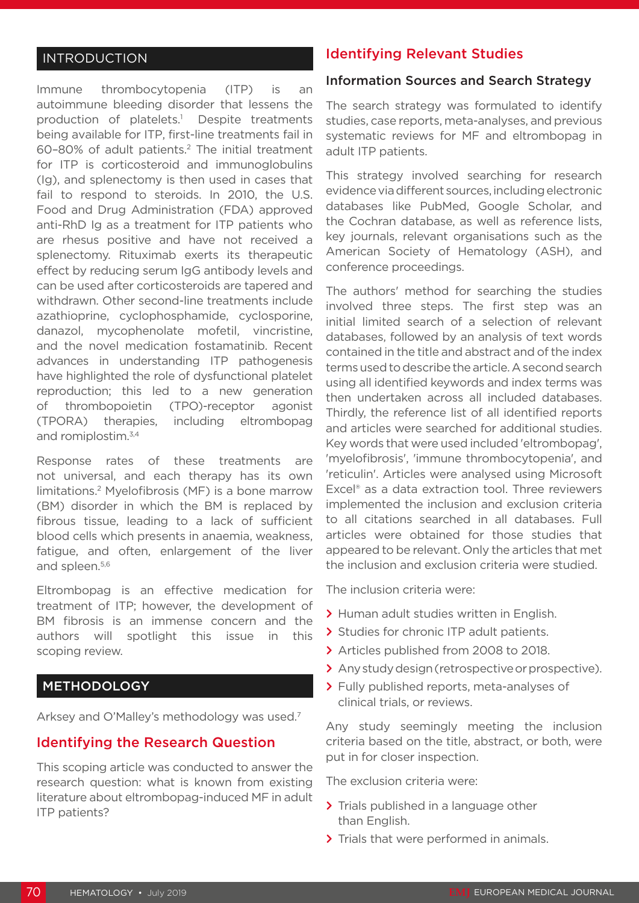## INTRODUCTION

Immune thrombocytopenia (ITP) is an autoimmune bleeding disorder that lessens the production of platelets.[1] Despite treatments being available for ITP, first-line treatments fail in 60–80% of adult patients.[2] The initial treatment for ITP is corticosteroid and immunoglobulins (Ig), and splenectomy is then used in cases that fail to respond to steroids. In 2010, the U.S. Food and Drug Administration (FDA) approved anti-RhD Ig as a treatment for ITP patients who are rhesus positive and have not received a splenectomy. Rituximab exerts its therapeutic effect by reducing serum IgG antibody levels and can be used after corticosteroids are tapered and withdrawn. Other second-line treatments include azathioprine, cyclophosphamide, cyclosporine, danazol, mycophenolate mofetil, vincristine, and the novel medication fostamatinib. Recent advances in understanding ITP pathogenesis have highlighted the role of dysfunctional platelet reproduction; this led to a new generation of thrombopoietin (TPO)-receptor agonist (TPORA) therapies, including eltrombopag and romiplostim.[3,4]

Response rates of these treatments are not universal, and each therapy has its own limitations.[2] Myelofibrosis (MF) is a bone marrow (BM) disorder in which the BM is replaced by fibrous tissue, leading to a lack of sufficient blood cells which presents in anaemia, weakness, fatigue, and often, enlargement of the liver and spleen.[5,6]

Eltrombopag is an effective medication for treatment of ITP; however, the development of BM fibrosis is an immense concern and the authors will spotlight this issue in this scoping review.

## METHODOLOGY

Arksey and O'Malley's methodology was used.[7]

### Identifying the Research Question

This scoping article was conducted to answer the research question: what is known from existing literature about eltrombopag-induced MF in adult ITP patients?

### Identifying Relevant Studies

#### Information Sources and Search Strategy

The search strategy was formulated to identify studies, case reports, meta-analyses, and previous systematic reviews for MF and eltrombopag in adult ITP patients.

This strategy involved searching for research evidence via different sources, including electronic databases like PubMed, Google Scholar, and the Cochran database, as well as reference lists, key journals, relevant organisations such as the American Society of Hematology (ASH), and conference proceedings.

The authors' method for searching the studies involved three steps. The first step was an initial limited search of a selection of relevant databases, followed by an analysis of text words contained in the title and abstract and of the index terms used to describe the article. A second search using all identified keywords and index terms was then undertaken across all included databases. Thirdly, the reference list of all identified reports and articles were searched for additional studies. Key words that were used included 'eltrombopag', 'myelofibrosis', 'immune thrombocytopenia', and 'reticulin'. Articles were analysed using Microsoft Excel® as a data extraction tool. Three reviewers implemented the inclusion and exclusion criteria to all citations searched in all databases. Full articles were obtained for those studies that appeared to be relevant. Only the articles that met the inclusion and exclusion criteria were studied.

The inclusion criteria were:

- Human adult studies written in English.
- Studies for chronic ITP adult patients.
- Articles published from 2008 to 2018.
- Any study design (retrospective or prospective).
- Fully published reports, meta-analyses of clinical trials, or reviews.

Any study seemingly meeting the inclusion criteria based on the title, abstract, or both, were put in for closer inspection.

The exclusion criteria were:

- Trials published in a language other than English.
- Trials that were performed in animals.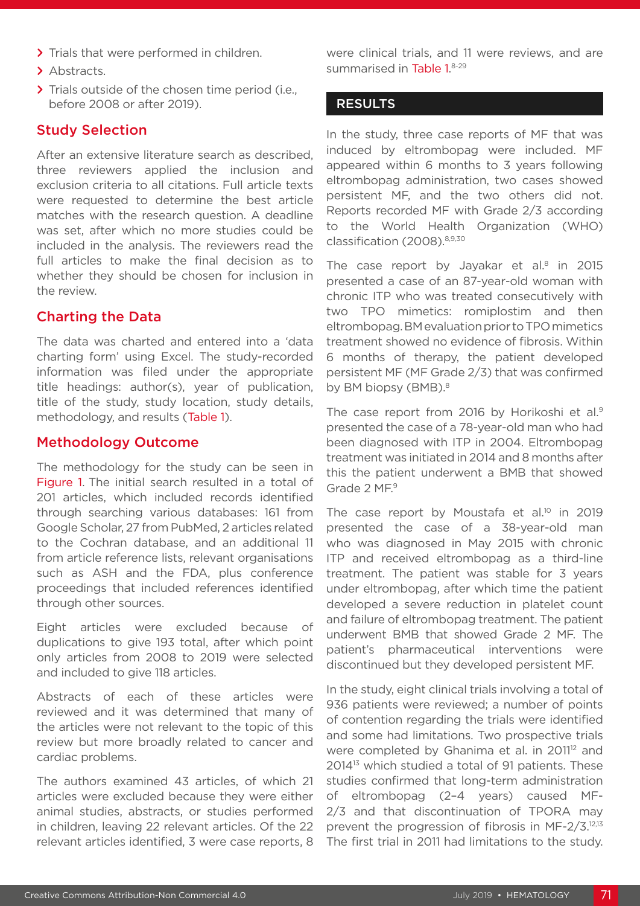- Trials that were performed in children.
- Abstracts.
- Trials outside of the chosen time period (i.e., before 2008 or after 2019).

## Study Selection

After an extensive literature search as described, three reviewers applied the inclusion and exclusion criteria to all citations. Full article texts were requested to determine the best article matches with the research question. A deadline was set, after which no more studies could be included in the analysis. The reviewers read the full articles to make the final decision as to whether they should be chosen for inclusion in the review.

## Charting the Data

The data was charted and entered into a 'data charting form' using Excel. The study-recorded information was filed under the appropriate title headings: author(s), year of publication, title of the study, study location, study details, methodology, and results (Table 1).

## Methodology Outcome

The methodology for the study can be seen in Figure 1. The initial search resulted in a total of 201 articles, which included records identified through searching various databases: 161 from Google Scholar, 27 from PubMed, 2 articles related to the Cochran database, and an additional 11 from article reference lists, relevant organisations such as ASH and the FDA, plus conference proceedings that included references identified through other sources.

Eight articles were excluded because of duplications to give 193 total, after which point only articles from 2008 to 2019 were selected and included to give 118 articles.

Abstracts of each of these articles were reviewed and it was determined that many of the articles were not relevant to the topic of this review but more broadly related to cancer and cardiac problems.

The authors examined 43 articles, of which 21 articles were excluded because they were either animal studies, abstracts, or studies performed in children, leaving 22 relevant articles. Of the 22 relevant articles identified, 3 were case reports, 8 were clinical trials, and 11 were reviews, and are summarised in Table 1.[8-29]

## RESULTS

In the study, three case reports of MF that was induced by eltrombopag were included. MF appeared within 6 months to 3 years following eltrombopag administration, two cases showed persistent MF, and the two others did not. Reports recorded MF with Grade 2/3 according to the World Health Organization (WHO) classification (2008).[8,9,30]

The case report by Jayakar et al.[8] in 2015 presented a case of an 87-year-old woman with chronic ITP who was treated consecutively with two TPO mimetics: romiplostim and then eltrombopag. BM evaluation prior to TPO mimetics treatment showed no evidence of fibrosis. Within 6 months of therapy, the patient developed persistent MF (MF Grade 2/3) that was confirmed by BM biopsy (BMB).[8]

The case report from 2016 by Horikoshi et al.[9] presented the case of a 78-year-old man who had been diagnosed with ITP in 2004. Eltrombopag treatment was initiated in 2014 and 8 months after this the patient underwent a BMB that showed Grade 2 MF.[9]

The case report by Moustafa et al.[10] in 2019 presented the case of a 38-year-old man who was diagnosed in May 2015 with chronic ITP and received eltrombopag as a third-line treatment. The patient was stable for 3 years under eltrombopag, after which time the patient developed a severe reduction in platelet count and failure of eltrombopag treatment. The patient underwent BMB that showed Grade 2 MF. The patient's pharmaceutical interventions were discontinued but they developed persistent MF.

In the study, eight clinical trials involving a total of 936 patients were reviewed; a number of points of contention regarding the trials were identified and some had limitations. Two prospective trials were completed by Ghanima et al. in 2011[12] and 2014[13] which studied a total of 91 patients. These studies confirmed that long-term administration of eltrombopag (2–4 years) caused MF-2/3 and that discontinuation of TPORA may prevent the progression of fibrosis in MF-2/3.[12,13] The first trial in 2011 had limitations to the study.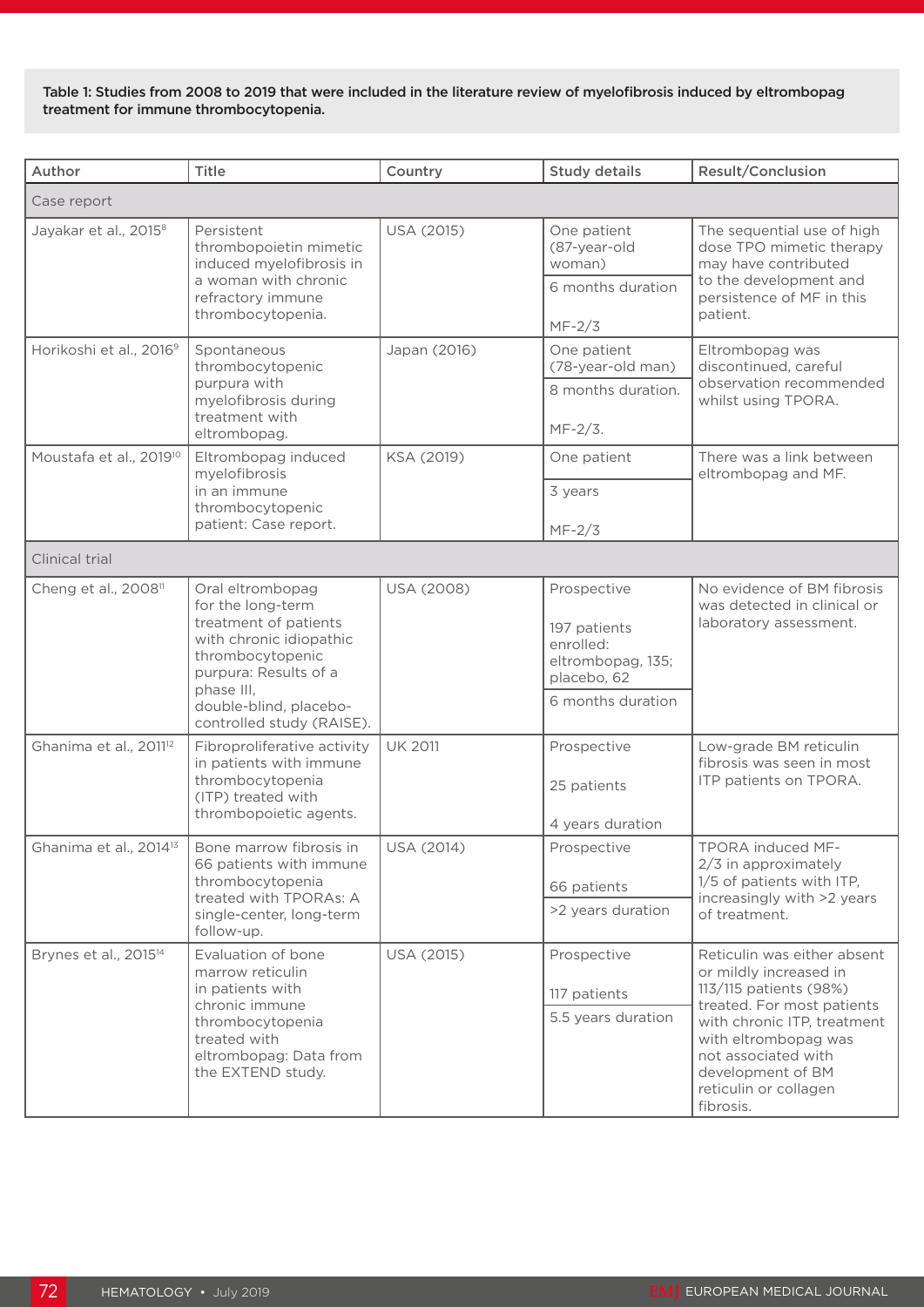**Table 1: Studies from 2008 to 2019 that were included in the literature review of myelofibrosis induced by eltrombopag treatment for immune thrombocytopenia.**

| Author | Title | Country | Study details | Result/Conclusion |
|---|---|---|---|---|
| Case report | | | | |
| Jayakar et al., 2015[8] | Persistent thrombopoietin mimetic induced myelofibrosis in a woman with chronic refractory immune thrombocytopenia. | USA (2015) | One patient (87-year-old woman)<br>6 months duration<br>MF-2/3 | The sequential use of high dose TPO mimetic therapy may have contributed to the development and persistence of MF in this patient. |
| Horikoshi et al., 2016[9] | Spontaneous thrombocytopenic purpura with myelofibrosis during treatment with eltrombopag. | Japan (2016) | One patient (78-year-old man)<br>8 months duration.<br>MF-2/3. | Eltrombopag was discontinued, careful observation recommended whilst using TPORA. |
| Moustafa et al., 2019[10] | Eltrombopag induced myelofibrosis in an immune thrombocytopenic patient: Case report. | KSA (2019) | One patient<br>3 years<br>MF-2/3 | There was a link between eltrombopag and MF. |
| Clinical trial | | | | |
| Cheng et al., 2008[11] | Oral eltrombopag for the long-term treatment of patients with chronic idiopathic thrombocytopenic purpura: Results of a phase III, double-blind, placebo-controlled study (RAISE). | USA (2008) | Prospective<br>197 patients enrolled: eltrombopag, 135; placebo, 62<br>6 months duration | No evidence of BM fibrosis was detected in clinical or laboratory assessment. |
| Ghanima et al., 2011[12] | Fibroproliferative activity in patients with immune thrombocytopenia (ITP) treated with thrombopoietic agents. | UK 2011 | Prospective<br>25 patients<br>4 years duration | Low-grade BM reticulin fibrosis was seen in most ITP patients on TPORA. |
| Ghanima et al., 2014[13] | Bone marrow fibrosis in 66 patients with immune thrombocytopenia treated with TPORAs: A single-center, long-term follow-up. | USA (2014) | Prospective<br>66 patients<br>>2 years duration | TPORA induced MF-2/3 in approximately 1/5 of patients with ITP, increasingly with >2 years of treatment. |
| Brynes et al., 2015[14] | Evaluation of bone marrow reticulin in patients with chronic immune thrombocytopenia treated with eltrombopag: Data from the EXTEND study. | USA (2015) | Prospective<br>117 patients<br>5.5 years duration | Reticulin was either absent or mildly increased in 113/115 patients (98%) treated. For most patients with chronic ITP, treatment with eltrombopag was not associated with development of BM reticulin or collagen fibrosis. |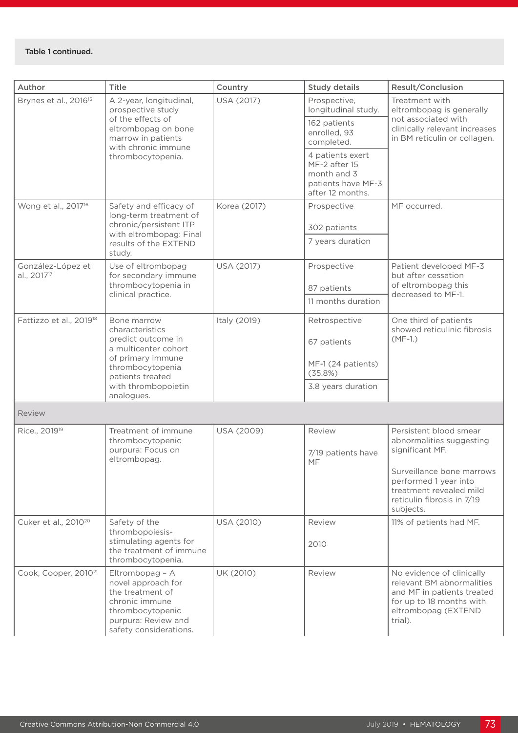Table 1 continued.

| Author | Title | Country | Study details | Result/Conclusion |
|---|---|---|---|---|
| Brynes et al., 2016[15] | A 2-year, longitudinal, prospective study of the effects of eltrombopag on bone marrow in patients with chronic immune thrombocytopenia. | USA (2017) | Prospective, longitudinal study.<br>162 patients enrolled, 93 completed.<br>4 patients exert MF-2 after 15 month and 3 patients have MF-3 after 12 months. | Treatment with eltrombopag is generally not associated with clinically relevant increases in BM reticulin or collagen. |
| Wong et al., 2017[16] | Safety and efficacy of long-term treatment of chronic/persistent ITP with eltrombopag: Final results of the EXTEND study. | Korea (2017) | Prospective<br>302 patients<br>7 years duration | MF occurred. |
| González-López et al., 2017[17] | Use of eltrombopag for secondary immune thrombocytopenia in clinical practice. | USA (2017) | Prospective<br>87 patients<br>11 months duration | Patient developed MF-3 but after cessation of eltrombopag this decreased to MF-1. |
| Fattizzo et al., 2019[18] | Bone marrow characteristics predict outcome in a multicenter cohort of primary immune thrombocytopenia patients treated with thrombopoietin analogues. | Italy (2019) | Retrospective<br>67 patients<br>MF-1 (24 patients) (35.8%)<br>3.8 years duration | One third of patients showed reticulinic fibrosis (MF-1.) |
| Review | | | | |
| Rice., 2019[19] | Treatment of immune thrombocytopenic purpura: Focus on eltrombopag. | USA (2009) | Review<br>7/19 patients have MF | Persistent blood smear abnormalities suggesting significant MF.<br>Surveillance bone marrows performed 1 year into treatment revealed mild reticulin fibrosis in 7/19 subjects. |
| Cuker et al., 2010[20] | Safety of the thrombopoiesis-stimulating agents for the treatment of immune thrombocytopenia. | USA (2010) | Review<br>2010 | 11% of patients had MF. |
| Cook, Cooper, 2010[21] | Eltrombopag – A novel approach for the treatment of chronic immune thrombocytopenic purpura: Review and safety considerations. | UK (2010) | Review | No evidence of clinically relevant BM abnormalities and MF in patients treated for up to 18 months with eltrombopag (EXTEND trial). |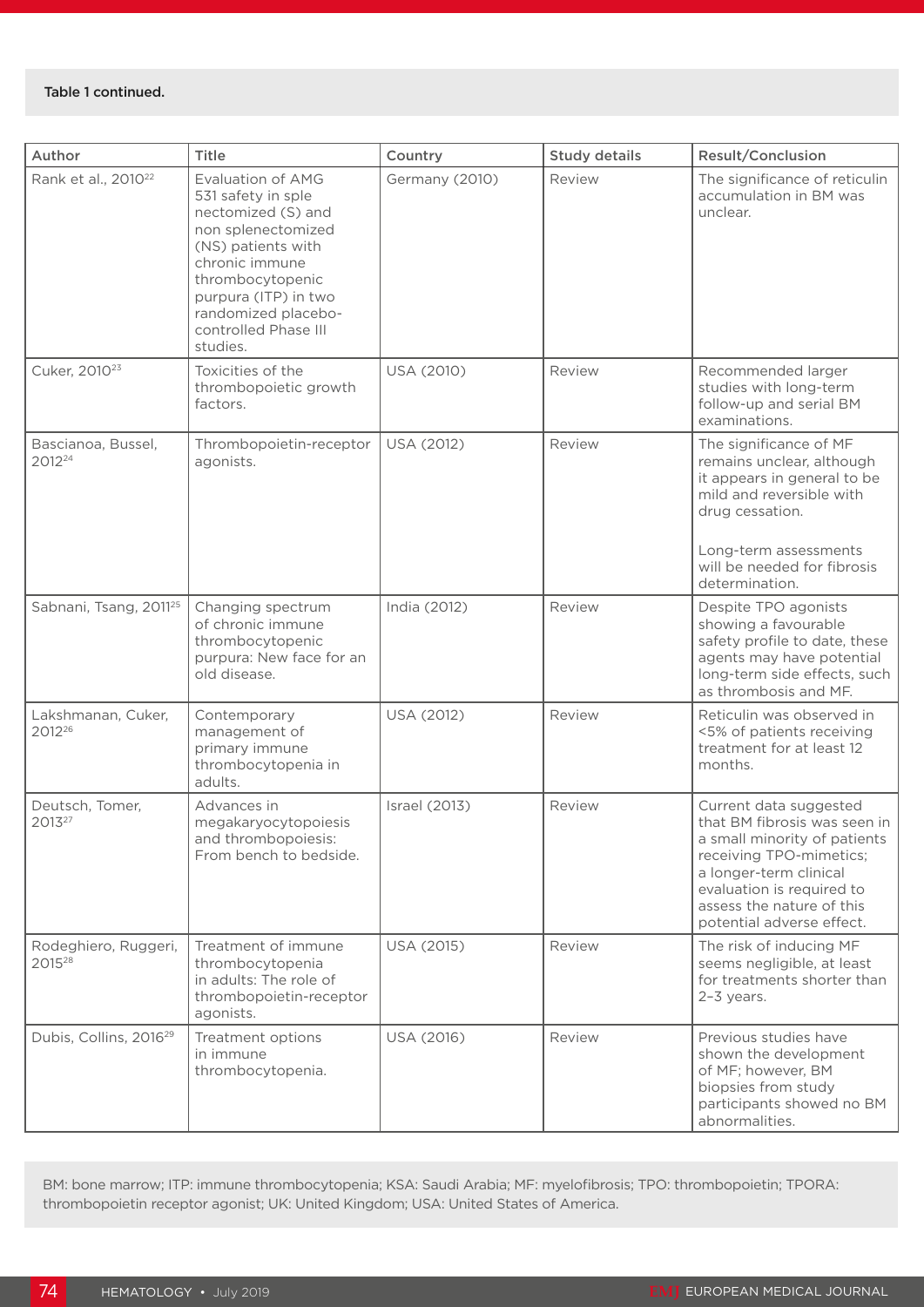Table 1 continued.

| Author | Title | Country | Study details | Result/Conclusion |
|---|---|---|---|---|
| Rank et al., 2010[22] | Evaluation of AMG 531 safety in sple nectomized (S) and non splenectomized (NS) patients with chronic immune thrombocytopenic purpura (ITP) in two randomized placebo-controlled Phase III studies. | Germany (2010) | Review | The significance of reticulin accumulation in BM was unclear. |
| Cuker, 2010[23] | Toxicities of the thrombopoietic growth factors. | USA (2010) | Review | Recommended larger studies with long-term follow-up and serial BM examinations. |
| Bascianoa, Bussel, 2012[24] | Thrombopoietin-receptor agonists. | USA (2012) | Review | The significance of MF remains unclear, although it appears in general to be mild and reversible with drug cessation.<br><br>Long-term assessments will be needed for fibrosis determination. |
| Sabnani, Tsang, 2011[25] | Changing spectrum of chronic immune thrombocytopenic purpura: New face for an old disease. | India (2012) | Review | Despite TPO agonists showing a favourable safety profile to date, these agents may have potential long-term side effects, such as thrombosis and MF. |
| Lakshmanan, Cuker, 2012[26] | Contemporary management of primary immune thrombocytopenia in adults. | USA (2012) | Review | Reticulin was observed in <5% of patients receiving treatment for at least 12 months. |
| Deutsch, Tomer, 2013[27] | Advances in megakaryocytopoiesis and thrombopoiesis: From bench to bedside. | Israel (2013) | Review | Current data suggested that BM fibrosis was seen in a small minority of patients receiving TPO-mimetics; a longer-term clinical evaluation is required to assess the nature of this potential adverse effect. |
| Rodeghiero, Ruggeri, 2015[28] | Treatment of immune thrombocytopenia in adults: The role of thrombopoietin-receptor agonists. | USA (2015) | Review | The risk of inducing MF seems negligible, at least for treatments shorter than 2–3 years. |
| Dubis, Collins, 2016[29] | Treatment options in immune thrombocytopenia. | USA (2016) | Review | Previous studies have shown the development of MF; however, BM biopsies from study participants showed no BM abnormalities. |

BM: bone marrow; ITP: immune thrombocytopenia; KSA: Saudi Arabia; MF: myelofibrosis; TPO: thrombopoietin; TPORA: thrombopoietin receptor agonist; UK: United Kingdom; USA: United States of America.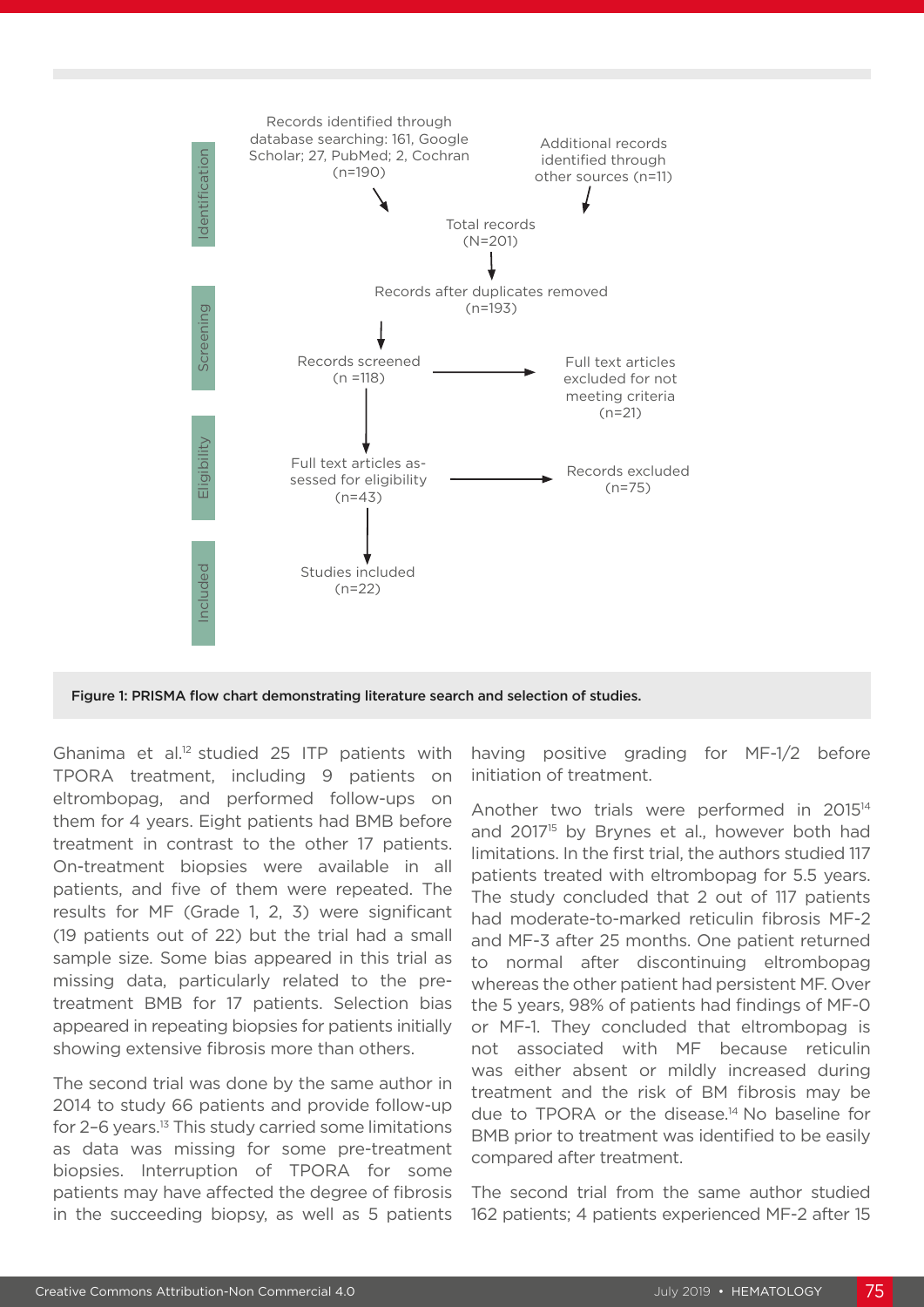Identification

Records identified through database searching: 161, Google Scholar; 27, PubMed; 2, Cochran (n=190)

Additional records identified through other sources (n=11)

Total records (N=201)

Records after duplicates removed (n=193)

Screening

Records screened (n =118)

Full text articles excluded for not meeting criteria (n=21)

Eligibility

Full text articles assessed for eligibility (n=43)

Records excluded (n=75)

Included

Studies included (n=22)

**Figure 1: PRISMA flow chart demonstrating literature search and selection of studies.**

Ghanima et al.[12] studied 25 ITP patients with TPORA treatment, including 9 patients on eltrombopag, and performed follow-ups on them for 4 years. Eight patients had BMB before treatment in contrast to the other 17 patients. On-treatment biopsies were available in all patients, and five of them were repeated. The results for MF (Grade 1, 2, 3) were significant (19 patients out of 22) but the trial had a small sample size. Some bias appeared in this trial as missing data, particularly related to the pre-treatment BMB for 17 patients. Selection bias appeared in repeating biopsies for patients initially showing extensive fibrosis more than others.

The second trial was done by the same author in 2014 to study 66 patients and provide follow-up for 2–6 years.[13] This study carried some limitations as data was missing for some pre-treatment biopsies. Interruption of TPORA for some patients may have affected the degree of fibrosis in the succeeding biopsy, as well as 5 patients having positive grading for MF-1/2 before initiation of treatment.

Another two trials were performed in 2015[14] and 2017[15] by Brynes et al., however both had limitations. In the first trial, the authors studied 117 patients treated with eltrombopag for 5.5 years. The study concluded that 2 out of 117 patients had moderate-to-marked reticulin fibrosis MF-2 and MF-3 after 25 months. One patient returned to normal after discontinuing eltrombopag whereas the other patient had persistent MF. Over the 5 years, 98% of patients had findings of MF-0 or MF-1. They concluded that eltrombopag is not associated with MF because reticulin was either absent or mildly increased during treatment and the risk of BM fibrosis may be due to TPORA or the disease.[14] No baseline for BMB prior to treatment was identified to be easily compared after treatment.

The second trial from the same author studied 162 patients; 4 patients experienced MF-2 after 15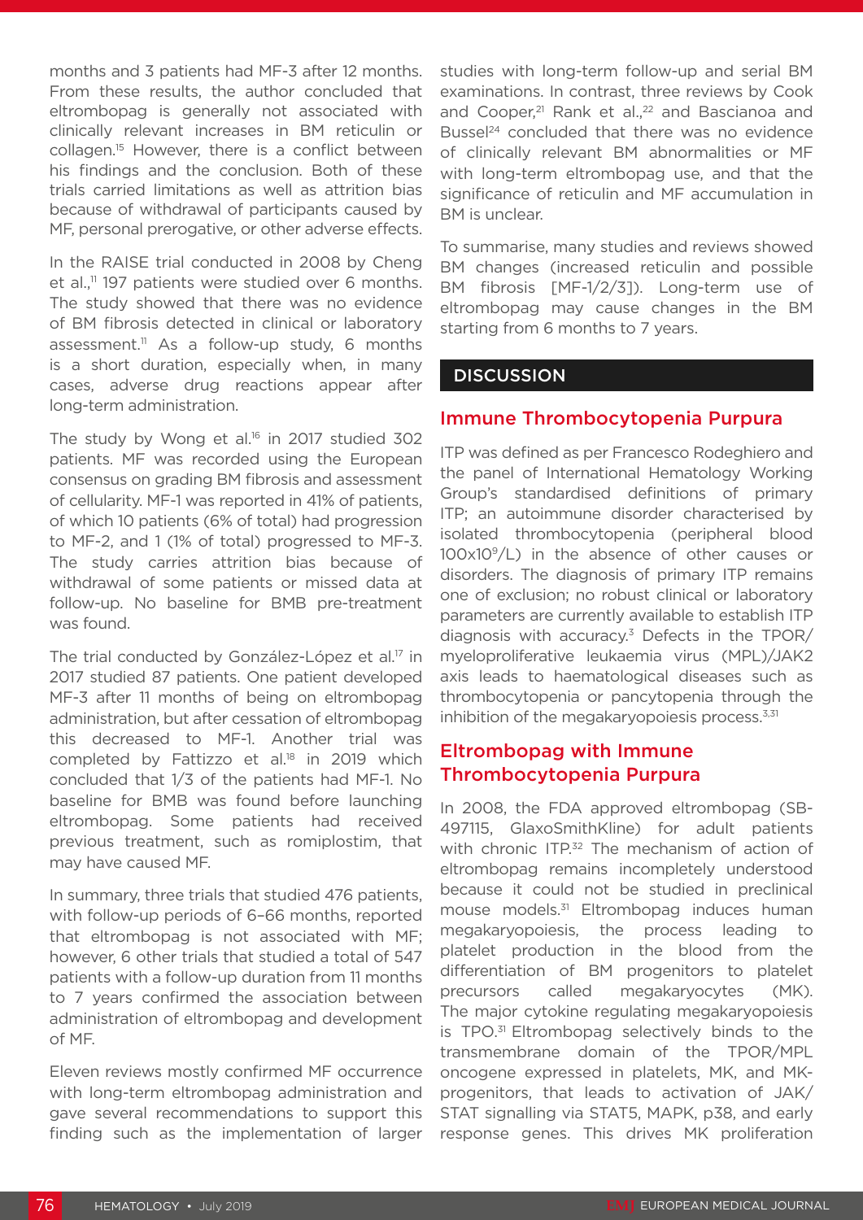months and 3 patients had MF-3 after 12 months. From these results, the author concluded that eltrombopag is generally not associated with clinically relevant increases in BM reticulin or collagen.[15] However, there is a conflict between his findings and the conclusion. Both of these trials carried limitations as well as attrition bias because of withdrawal of participants caused by MF, personal prerogative, or other adverse effects.

In the RAISE trial conducted in 2008 by Cheng et al.,[11] 197 patients were studied over 6 months. The study showed that there was no evidence of BM fibrosis detected in clinical or laboratory assessment.[11] As a follow-up study, 6 months is a short duration, especially when, in many cases, adverse drug reactions appear after long-term administration.

The study by Wong et al.[16] in 2017 studied 302 patients. MF was recorded using the European consensus on grading BM fibrosis and assessment of cellularity. MF-1 was reported in 41% of patients, of which 10 patients (6% of total) had progression to MF-2, and 1 (1% of total) progressed to MF-3. The study carries attrition bias because of withdrawal of some patients or missed data at follow-up. No baseline for BMB pre-treatment was found.

The trial conducted by González-López et al.[17] in 2017 studied 87 patients. One patient developed MF-3 after 11 months of being on eltrombopag administration, but after cessation of eltrombopag this decreased to MF-1. Another trial was completed by Fattizzo et al.[18] in 2019 which concluded that 1/3 of the patients had MF-1. No baseline for BMB was found before launching eltrombopag. Some patients had received previous treatment, such as romiplostim, that may have caused MF.

In summary, three trials that studied 476 patients, with follow-up periods of 6–66 months, reported that eltrombopag is not associated with MF; however, 6 other trials that studied a total of 547 patients with a follow-up duration from 11 months to 7 years confirmed the association between administration of eltrombopag and development of MF.

Eleven reviews mostly confirmed MF occurrence with long-term eltrombopag administration and gave several recommendations to support this finding such as the implementation of larger studies with long-term follow-up and serial BM examinations. In contrast, three reviews by Cook and Cooper,[21] Rank et al.,[22] and Bascianoa and Bussel[24] concluded that there was no evidence of clinically relevant BM abnormalities or MF with long-term eltrombopag use, and that the significance of reticulin and MF accumulation in BM is unclear.

To summarise, many studies and reviews showed BM changes (increased reticulin and possible BM fibrosis [MF-1/2/3]). Long-term use of eltrombopag may cause changes in the BM starting from 6 months to 7 years.

## DISCUSSION

### Immune Thrombocytopenia Purpura

ITP was defined as per Francesco Rodeghiero and the panel of International Hematology Working Group's standardised definitions of primary ITP; an autoimmune disorder characterised by isolated thrombocytopenia (peripheral blood $100\times10^{9}$/L) in the absence of other causes or disorders. The diagnosis of primary ITP remains one of exclusion; no robust clinical or laboratory parameters are currently available to establish ITP diagnosis with accuracy.[3] Defects in the TPOR/myeloproliferative leukaemia virus (MPL)/JAK2 axis leads to haematological diseases such as thrombocytopenia or pancytopenia through the inhibition of the megakaryopoiesis process.[3,31]

### Eltrombopag with Immune Thrombocytopenia Purpura

In 2008, the FDA approved eltrombopag (SB-497115, GlaxoSmithKline) for adult patients with chronic ITP.[32] The mechanism of action of eltrombopag remains incompletely understood because it could not be studied in preclinical mouse models.[31] Eltrombopag induces human megakaryopoiesis, the process leading to platelet production in the blood from the differentiation of BM progenitors to platelet precursors called megakaryocytes (MK). The major cytokine regulating megakaryopoiesis is TPO.[31] Eltrombopag selectively binds to the transmembrane domain of the TPOR/MPL oncogene expressed in platelets, MK, and MK-progenitors, that leads to activation of JAK/STAT signalling via STAT5, MAPK, p38, and early response genes. This drives MK proliferation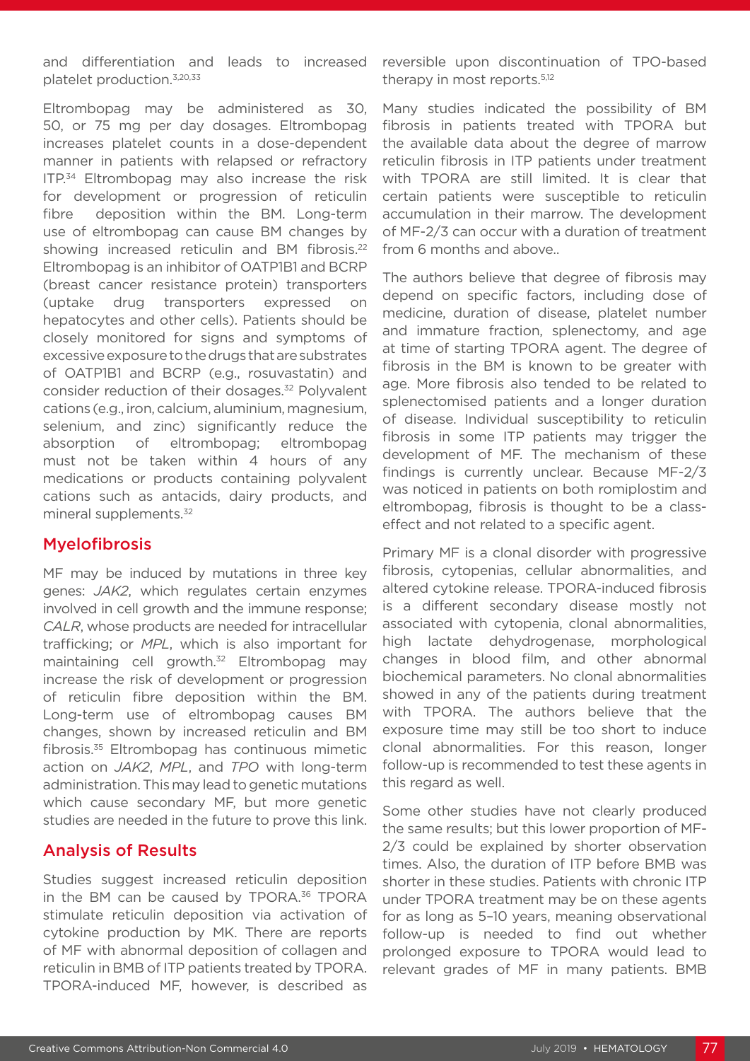and differentiation and leads to increased platelet production.[3,20,33]

Eltrombopag may be administered as 30, 50, or 75 mg per day dosages. Eltrombopag increases platelet counts in a dose-dependent manner in patients with relapsed or refractory ITP.[34] Eltrombopag may also increase the risk for development or progression of reticulin fibre deposition within the BM. Long-term use of eltrombopag can cause BM changes by showing increased reticulin and BM fibrosis.[22] Eltrombopag is an inhibitor of OATP1B1 and BCRP (breast cancer resistance protein) transporters (uptake drug transporters expressed on hepatocytes and other cells). Patients should be closely monitored for signs and symptoms of excessive exposure to the drugs that are substrates of OATP1B1 and BCRP (e.g., rosuvastatin) and consider reduction of their dosages.[32] Polyvalent cations (e.g., iron, calcium, aluminium, magnesium, selenium, and zinc) significantly reduce the absorption of eltrombopag; eltrombopag must not be taken within 4 hours of any medications or products containing polyvalent cations such as antacids, dairy products, and mineral supplements.[32]

## Myelofibrosis

MF may be induced by mutations in three key genes: *JAK2*, which regulates certain enzymes involved in cell growth and the immune response; *CALR*, whose products are needed for intracellular trafficking; or *MPL*, which is also important for maintaining cell growth.[32] Eltrombopag may increase the risk of development or progression of reticulin fibre deposition within the BM. Long-term use of eltrombopag causes BM changes, shown by increased reticulin and BM fibrosis.[35] Eltrombopag has continuous mimetic action on *JAK2*, *MPL*, and *TPO* with long-term administration. This may lead to genetic mutations which cause secondary MF, but more genetic studies are needed in the future to prove this link.

## Analysis of Results

Studies suggest increased reticulin deposition in the BM can be caused by TPORA.[36] TPORA stimulate reticulin deposition via activation of cytokine production by MK. There are reports of MF with abnormal deposition of collagen and reticulin in BMB of ITP patients treated by TPORA. TPORA-induced MF, however, is described as reversible upon discontinuation of TPO-based therapy in most reports.[5,12]

Many studies indicated the possibility of BM fibrosis in patients treated with TPORA but the available data about the degree of marrow reticulin fibrosis in ITP patients under treatment with TPORA are still limited. It is clear that certain patients were susceptible to reticulin accumulation in their marrow. The development of MF-2/3 can occur with a duration of treatment from 6 months and above..

The authors believe that degree of fibrosis may depend on specific factors, including dose of medicine, duration of disease, platelet number and immature fraction, splenectomy, and age at time of starting TPORA agent. The degree of fibrosis in the BM is known to be greater with age. More fibrosis also tended to be related to splenectomised patients and a longer duration of disease. Individual susceptibility to reticulin fibrosis in some ITP patients may trigger the development of MF. The mechanism of these findings is currently unclear. Because MF-2/3 was noticed in patients on both romiplostim and eltrombopag, fibrosis is thought to be a class-effect and not related to a specific agent.

Primary MF is a clonal disorder with progressive fibrosis, cytopenias, cellular abnormalities, and altered cytokine release. TPORA-induced fibrosis is a different secondary disease mostly not associated with cytopenia, clonal abnormalities, high lactate dehydrogenase, morphological changes in blood film, and other abnormal biochemical parameters. No clonal abnormalities showed in any of the patients during treatment with TPORA. The authors believe that the exposure time may still be too short to induce clonal abnormalities. For this reason, longer follow-up is recommended to test these agents in this regard as well.

Some other studies have not clearly produced the same results; but this lower proportion of MF-2/3 could be explained by shorter observation times. Also, the duration of ITP before BMB was shorter in these studies. Patients with chronic ITP under TPORA treatment may be on these agents for as long as 5–10 years, meaning observational follow-up is needed to find out whether prolonged exposure to TPORA would lead to relevant grades of MF in many patients. BMB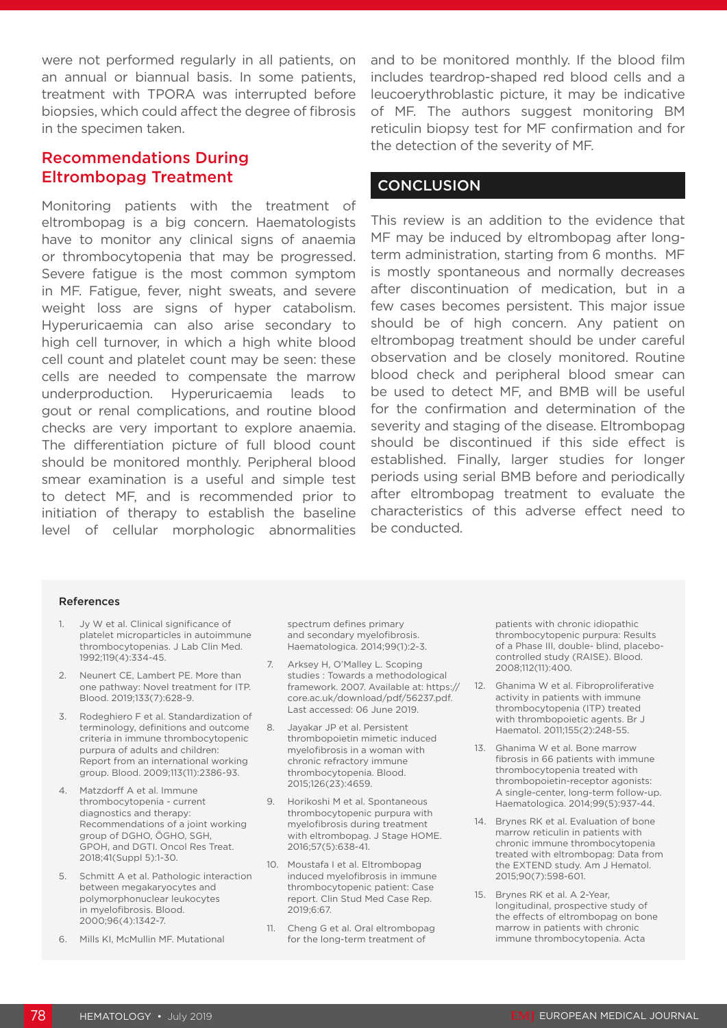were not performed regularly in all patients, on an annual or biannual basis. In some patients, treatment with TPORA was interrupted before biopsies, which could affect the degree of fibrosis in the specimen taken.

## Recommendations During Eltrombopag Treatment

Monitoring patients with the treatment of eltrombopag is a big concern. Haematologists have to monitor any clinical signs of anaemia or thrombocytopenia that may be progressed. Severe fatigue is the most common symptom in MF. Fatigue, fever, night sweats, and severe weight loss are signs of hyper catabolism. Hyperuricaemia can also arise secondary to high cell turnover, in which a high white blood cell count and platelet count may be seen: these cells are needed to compensate the marrow underproduction. Hyperuricaemia leads to gout or renal complications, and routine blood checks are very important to explore anaemia. The differentiation picture of full blood count should be monitored monthly. Peripheral blood smear examination is a useful and simple test to detect MF, and is recommended prior to initiation of therapy to establish the baseline level of cellular morphologic abnormalities and to be monitored monthly. If the blood film includes teardrop-shaped red blood cells and a leucoerythroblastic picture, it may be indicative of MF. The authors suggest monitoring BM reticulin biopsy test for MF confirmation and for the detection of the severity of MF.

## CONCLUSION

This review is an addition to the evidence that MF may be induced by eltrombopag after long-term administration, starting from 6 months. MF is mostly spontaneous and normally decreases after discontinuation of medication, but in a few cases becomes persistent. This major issue should be of high concern. Any patient on eltrombopag treatment should be under careful observation and be closely monitored. Routine blood check and peripheral blood smear can be used to detect MF, and BMB will be useful for the confirmation and determination of the severity and staging of the disease. Eltrombopag should be discontinued if this side effect is established. Finally, larger studies for longer periods using serial BMB before and periodically after eltrombopag treatment to evaluate the characteristics of this adverse effect need to be conducted.

### References

1. Jy W et al. Clinical significance of platelet microparticles in autoimmune thrombocytopenias. J Lab Clin Med. 1992;119(4):334-45.
2. Neunert CE, Lambert PE. More than one pathway: Novel treatment for ITP. Blood. 2019;133(7):628-9.
3. Rodeghiero F et al. Standardization of terminology, definitions and outcome criteria in immune thrombocytopenic purpura of adults and children: Report from an international working group. Blood. 2009;113(11):2386-93.
4. Matzdorff A et al. Immune thrombocytopenia - current diagnostics and therapy: Recommendations of a joint working group of DGHO, ÖGHO, SGH, GPOH, and DGTI. Oncol Res Treat. 2018;41(Suppl 5):1-30.
5. Schmitt A et al. Pathologic interaction between megakaryocytes and polymorphonuclear leukocytes in myelofibrosis. Blood. 2000;96(4):1342-7.
6. Mills KI, McMullin MF. Mutational spectrum defines primary and secondary myelofibrosis. Haematologica. 2014;99(1):2-3.
7. Arksey H, O'Malley L. Scoping studies : Towards a methodological framework. 2007. Available at: https://core.ac.uk/download/pdf/56237.pdf. Last accessed: 06 June 2019.
8. Jayakar JP et al. Persistent thrombopoietin mimetic induced myelofibrosis in a woman with chronic refractory immune thrombocytopenia. Blood. 2015;126(23):4659.
9. Horikoshi M et al. Spontaneous thrombocytopenic purpura with myelofibrosis during treatment with eltrombopag. J Stage HOME. 2016;57(5):638-41.
10. Moustafa I et al. Eltrombopag induced myelofibrosis in immune thrombocytopenic patient: Case report. Clin Stud Med Case Rep. 2019;6:67.
11. Cheng G et al. Oral eltrombopag for the long-term treatment of patients with chronic idiopathic thrombocytopenic purpura: Results of a Phase III, double- blind, placebo-controlled study (RAISE). Blood. 2008;112(11):400.
12. Ghanima W et al. Fibroproliferative activity in patients with immune thrombocytopenia (ITP) treated with thrombopoietic agents. Br J Haematol. 2011;155(2):248-55.
13. Ghanima W et al. Bone marrow fibrosis in 66 patients with immune thrombocytopenia treated with thrombopoietin-receptor agonists: A single-center, long-term follow-up. Haematologica. 2014;99(5):937-44.
14. Brynes RK et al. Evaluation of bone marrow reticulin in patients with chronic immune thrombocytopenia treated with eltrombopag: Data from the EXTEND study. Am J Hematol. 2015;90(7):598-601.
15. Brynes RK et al. A 2-Year, longitudinal, prospective study of the effects of eltrombopag on bone marrow in patients with chronic immune thrombocytopenia. Acta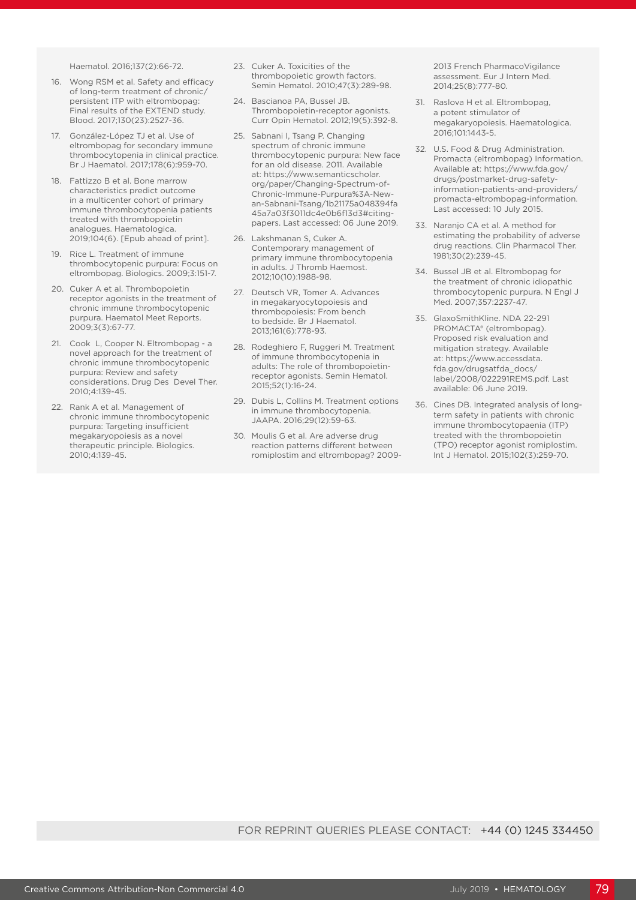Haematol. 2016;137(2):66-72.

16. Wong RSM et al. Safety and efficacy of long-term treatment of chronic/persistent ITP with eltrombopag: Final results of the EXTEND study. Blood. 2017;130(23):2527-36.

17. González-López TJ et al. Use of eltrombopag for secondary immune thrombocytopenia in clinical practice. Br J Haematol. 2017;178(6):959-70.

18. Fattizzo B et al. Bone marrow characteristics predict outcome in a multicenter cohort of primary immune thrombocytopenia patients treated with thrombopoietin analogues. Haematologica. 2019;104(6). [Epub ahead of print].

19. Rice L. Treatment of immune thrombocytopenic purpura: Focus on eltrombopag. Biologics. 2009;3:151-7.

20. Cuker A et al. Thrombopoietin receptor agonists in the treatment of chronic immune thrombocytopenic purpura. Haematol Meet Reports. 2009;3(3):67-77.

21. Cook L, Cooper N. Eltrombopag - a novel approach for the treatment of chronic immune thrombocytopenic purpura: Review and safety considerations. Drug Des Devel Ther. 2010;4:139-45.

22. Rank A et al. Management of chronic immune thrombocytopenic purpura: Targeting insufficient megakaryopoiesis as a novel therapeutic principle. Biologics. 2010;4:139-45.

23. Cuker A. Toxicities of the thrombopoietic growth factors. Semin Hematol. 2010;47(3):289-98.

24. Bascianoa PA, Bussel JB. Thrombopoietin-receptor agonists. Curr Opin Hematol. 2012;19(5):392-8.

25. Sabnani I, Tsang P. Changing spectrum of chronic immune thrombocytopenic purpura: New face for an old disease. 2011. Available at: https://www.semanticscholar.org/paper/Changing-Spectrum-of-Chronic-Immune-Purpura%3A-New-an-Sabnani-Tsang/1b21175a048394fa45a7a03f3011dc4e0b6f13d3#citing-papers. Last accessed: 06 June 2019.

26. Lakshmanan S, Cuker A. Contemporary management of primary immune thrombocytopenia in adults. J Thromb Haemost. 2012;10(10):1988-98.

27. Deutsch VR, Tomer A. Advances in megakaryocytopoiesis and thrombopoiesis: From bench to bedside. Br J Haematol. 2013;161(6):778-93.

28. Rodeghiero F, Ruggeri M. Treatment of immune thrombocytopenia in adults: The role of thrombopoietin-receptor agonists. Semin Hematol. 2015;52(1):16-24.

29. Dubis L, Collins M. Treatment options in immune thrombocytopenia. JAAPA. 2016;29(12):59-63.

30. Moulis G et al. Are adverse drug reaction patterns different between romiplostim and eltrombopag? 2009-2013 French PharmacoVigilance assessment. Eur J Intern Med. 2014;25(8):777-80.

31. Raslova H et al. Eltrombopag, a potent stimulator of megakaryopoiesis. Haematologica. 2016;101:1443-5.

32. U.S. Food & Drug Administration. Promacta (eltrombopag) Information. Available at: https://www.fda.gov/drugs/postmarket-drug-safety-information-patients-and-providers/promacta-eltrombopag-information. Last accessed: 10 July 2015.

33. Naranjo CA et al. A method for estimating the probability of adverse drug reactions. Clin Pharmacol Ther. 1981;30(2):239-45.

34. Bussel JB et al. Eltrombopag for the treatment of chronic idiopathic thrombocytopenic purpura. N Engl J Med. 2007;357:2237-47.

35. GlaxoSmithKline. NDA 22-291 PROMACTA® (eltrombopag). Proposed risk evaluation and mitigation strategy. Available at: https://www.accessdata.fda.gov/drugsatfda_docs/label/2008/022291REMS.pdf. Last available: 06 June 2019.

36. Cines DB. Integrated analysis of long-term safety in patients with chronic immune thrombocytopaenia (ITP) treated with the thrombopoietin (TPO) receptor agonist romiplostim. Int J Hematol. 2015;102(3):259-70.

FOR REPRINT QUERIES PLEASE CONTACT: +44 (0) 1245 334450

Creative Commons Attribution-Non Commercial 4.0